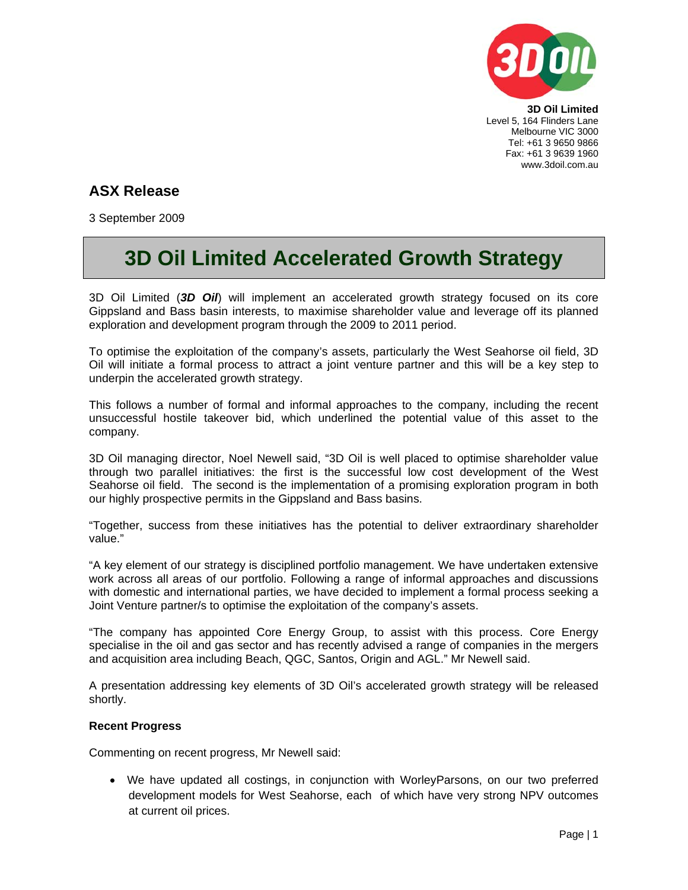**3D Oil Limited**
Level 5, 164 Flinders Lane
Melbourne VIC 3000
Tel: +61 3 9650 9866
Fax: +61 3 9639 1960
www.3doil.com.au

## ASX Release

3 September 2009

# 3D Oil Limited Accelerated Growth Strategy

3D Oil Limited (***3D Oil***) will implement an accelerated growth strategy focused on its core Gippsland and Bass basin interests, to maximise shareholder value and leverage off its planned exploration and development program through the 2009 to 2011 period.

To optimise the exploitation of the company's assets, particularly the West Seahorse oil field, 3D Oil will initiate a formal process to attract a joint venture partner and this will be a key step to underpin the accelerated growth strategy.

This follows a number of formal and informal approaches to the company, including the recent unsuccessful hostile takeover bid, which underlined the potential value of this asset to the company.

3D Oil managing director, Noel Newell said, "3D Oil is well placed to optimise shareholder value through two parallel initiatives: the first is the successful low cost development of the West Seahorse oil field. The second is the implementation of a promising exploration program in both our highly prospective permits in the Gippsland and Bass basins.

"Together, success from these initiatives has the potential to deliver extraordinary shareholder value."

"A key element of our strategy is disciplined portfolio management. We have undertaken extensive work across all areas of our portfolio. Following a range of informal approaches and discussions with domestic and international parties, we have decided to implement a formal process seeking a Joint Venture partner/s to optimise the exploitation of the company's assets.

"The company has appointed Core Energy Group, to assist with this process. Core Energy specialise in the oil and gas sector and has recently advised a range of companies in the mergers and acquisition area including Beach, QGC, Santos, Origin and AGL." Mr Newell said.

A presentation addressing key elements of 3D Oil's accelerated growth strategy will be released shortly.

**Recent Progress**

Commenting on recent progress, Mr Newell said:

- We have updated all costings, in conjunction with WorleyParsons, on our two preferred development models for West Seahorse, each of which have very strong NPV outcomes at current oil prices.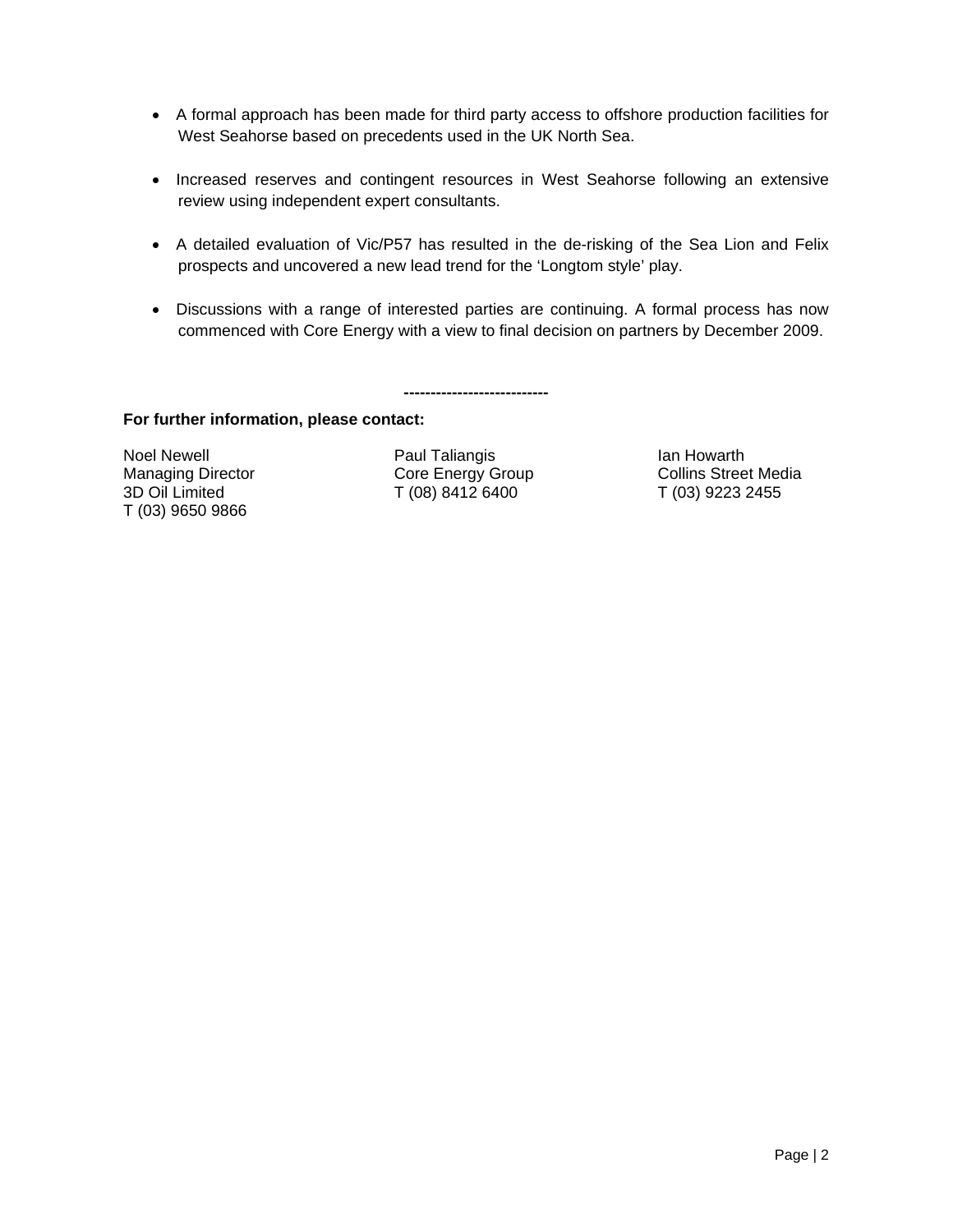- A formal approach has been made for third party access to offshore production facilities for West Seahorse based on precedents used in the UK North Sea.

- Increased reserves and contingent resources in West Seahorse following an extensive review using independent expert consultants.

- A detailed evaluation of Vic/P57 has resulted in the de-risking of the Sea Lion and Felix prospects and uncovered a new lead trend for the 'Longtom style' play.

- Discussions with a range of interested parties are continuing. A formal process has now commenced with Core Energy with a view to final decision on partners by December 2009.

---------------------------

**For further information, please contact:**

Noel Newell
Managing Director
3D Oil Limited
T (03) 9650 9866

Paul Taliangis
Core Energy Group
T (08) 8412 6400

Ian Howarth
Collins Street Media
T (03) 9223 2455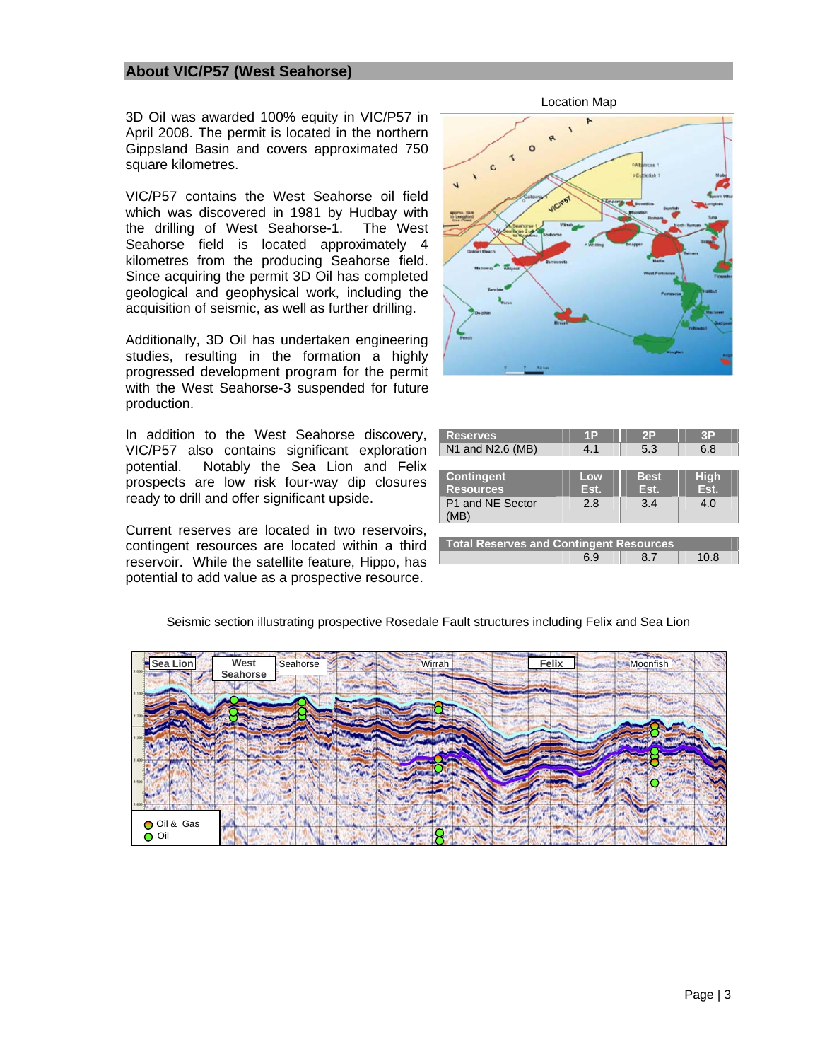## About VIC/P57 (West Seahorse)

3D Oil was awarded 100% equity in VIC/P57 in April 2008. The permit is located in the northern Gippsland Basin and covers approximated 750 square kilometres.

VIC/P57 contains the West Seahorse oil field which was discovered in 1981 by Hudbay with the drilling of West Seahorse-1. The West Seahorse field is located approximately 4 kilometres from the producing Seahorse field. Since acquiring the permit 3D Oil has completed geological and geophysical work, including the acquisition of seismic, as well as further drilling.

Additionally, 3D Oil has undertaken engineering studies, resulting in the formation a highly progressed development program for the permit with the West Seahorse-3 suspended for future production.

In addition to the West Seahorse discovery, VIC/P57 also contains significant exploration potential. Notably the Sea Lion and Felix prospects are low risk four-way dip closures ready to drill and offer significant upside.

Current reserves are located in two reservoirs, contingent resources are located within a third reservoir. While the satellite feature, Hippo, has potential to add value as a prospective resource.

Location Map

| Reserves | 1P | 2P | 3P |
|---|---|---|---|
| N1 and N2.6 (MB) | 4.1 | 5.3 | 6.8 |

| Contingent Resources | Low Est. | Best Est. | High Est. |
|---|---|---|---|
| P1 and NE Sector (MB) | 2.8 | 3.4 | 4.0 |

| Total Reserves and Contingent Resources | | | |
|---|---|---|---|
| | 6.9 | 8.7 | 10.8 |

Seismic section illustrating prospective Rosedale Fault structures including Felix and Sea Lion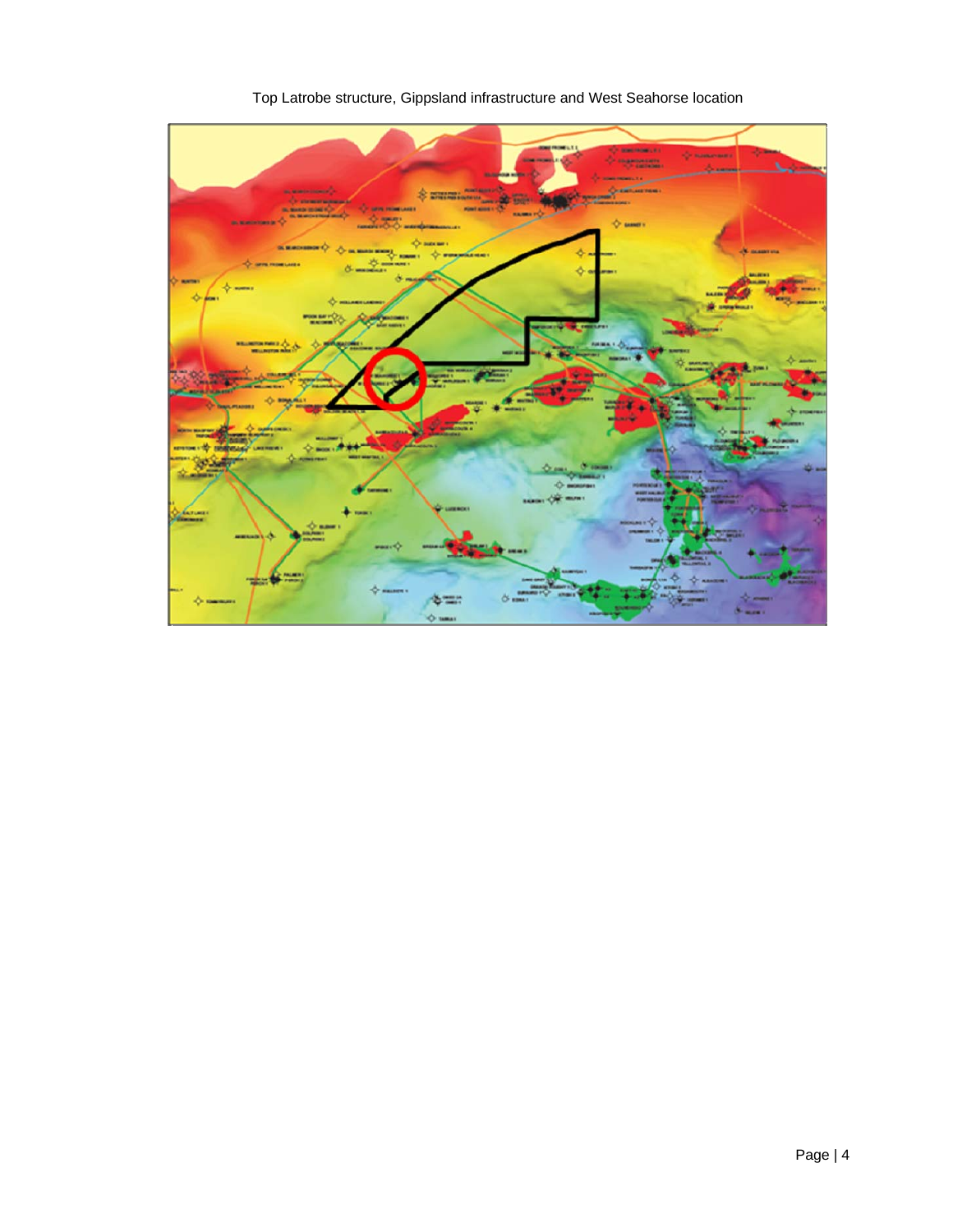Top Latrobe structure, Gippsland infrastructure and West Seahorse location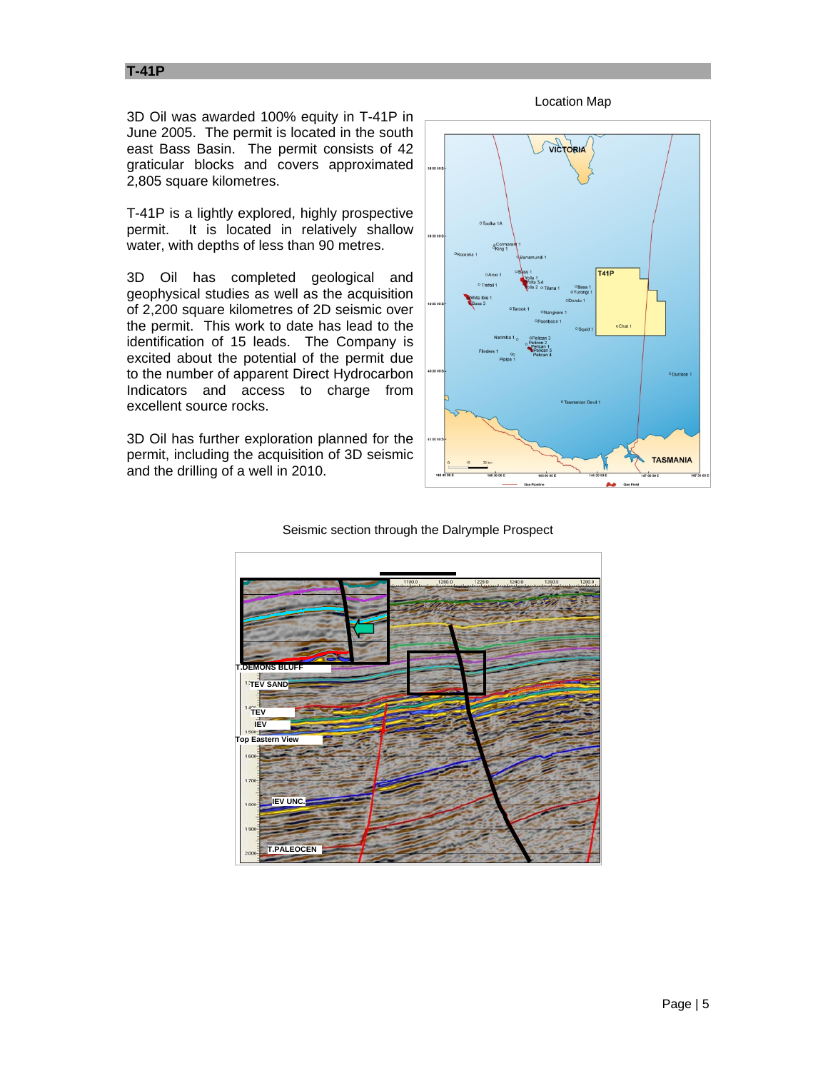## T-41P

3D Oil was awarded 100% equity in T-41P in June 2005. The permit is located in the south east Bass Basin. The permit consists of 42 graticular blocks and covers approximated 2,805 square kilometres.

T-41P is a lightly explored, highly prospective permit. It is located in relatively shallow water, with depths of less than 90 metres.

3D Oil has completed geological and geophysical studies as well as the acquisition of 2,200 square kilometres of 2D seismic over the permit. This work to date has lead to the identification of 15 leads. The Company is excited about the potential of the permit due to the number of apparent Direct Hydrocarbon Indicators and access to charge from excellent source rocks.

3D Oil has further exploration planned for the permit, including the acquisition of 3D seismic and the drilling of a well in 2010.

Location Map

VICTORIA

T41P

TASMANIA

Seismic section through the Dalrymple Prospect

T.DEMONS BLUFF

TEV SAND

TEV

IEV

Top Eastern View

IEV UNC.

T.PALEOCEN